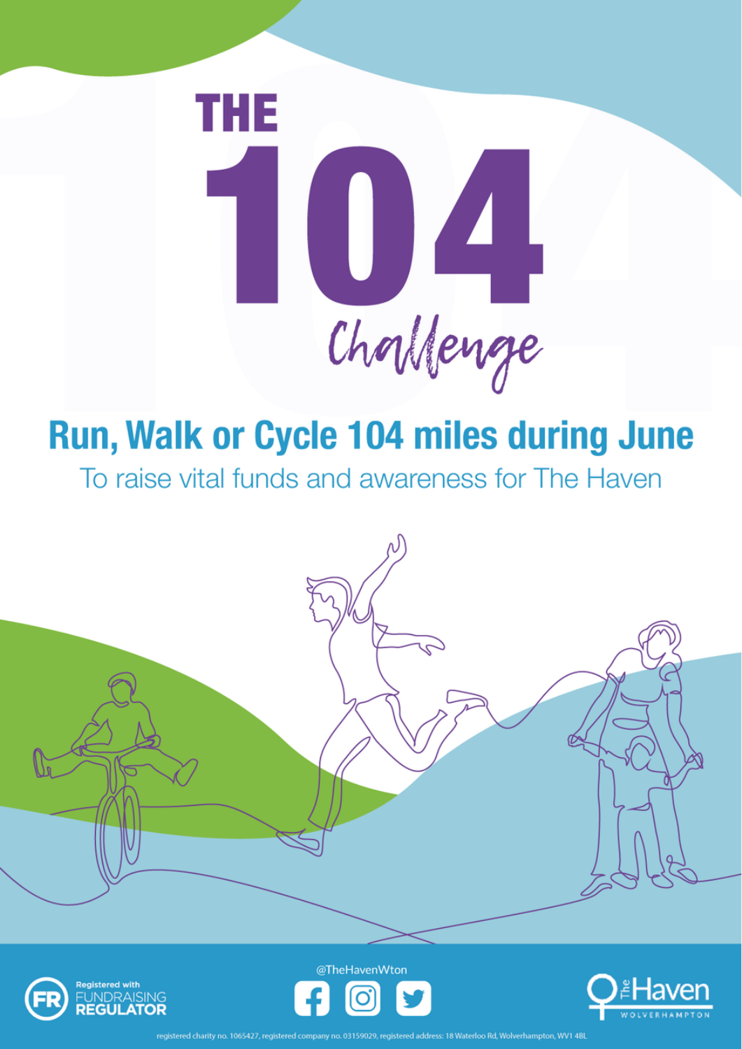# THE 104 Challenge

## Run, Walk or Cycle 104 miles during June

To raise vital funds and awareness for The Haven

Registered with FUNDRAISING REGULATOR

@TheHavenWton

The Haven WOLVERHAMPTON

registered charity no. 1065427, registered company no. 03159029, registered address: 18 Waterloo Rd, Wolverhampton, WV1 4BL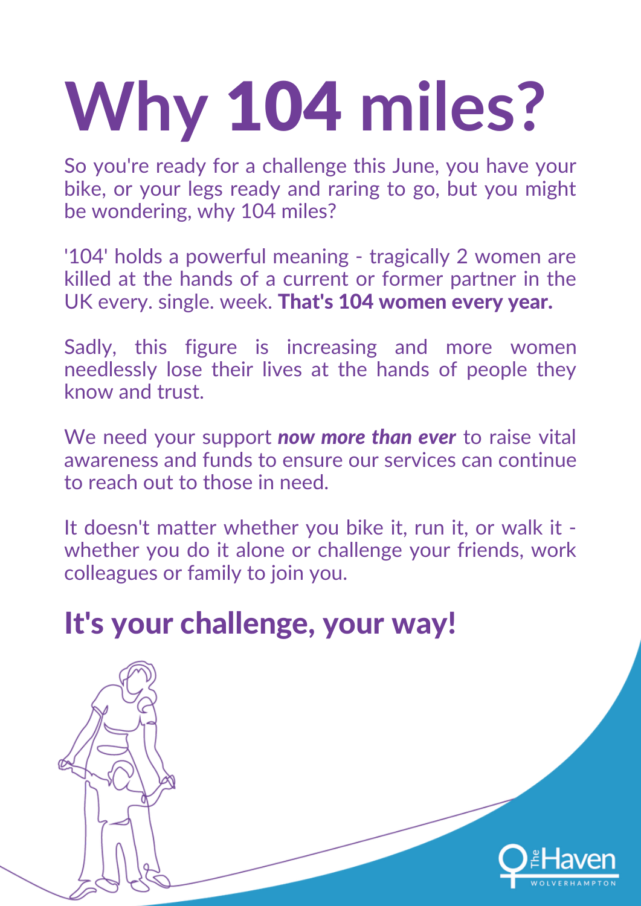# Why 104 miles?

So you're ready for a challenge this June, you have your bike, or your legs ready and raring to go, but you might be wondering, why 104 miles?

'104' holds a powerful meaning - tragically 2 women are killed at the hands of a current or former partner in the UK every. single. week. **That's 104 women every year.**

Sadly, this figure is increasing and more women needlessly lose their lives at the hands of people they know and trust.

We need your support ***now more than ever*** to raise vital awareness and funds to ensure our services can continue to reach out to those in need.

It doesn't matter whether you bike it, run it, or walk it - whether you do it alone or challenge your friends, work colleagues or family to join you.

## It's your challenge, your way!

The Haven
WOLVERHAMPTON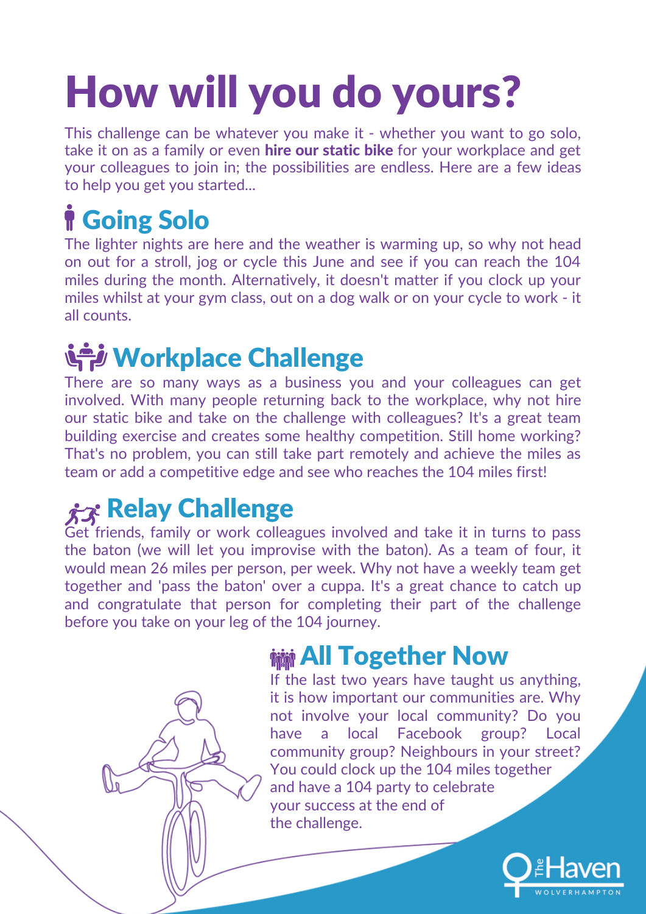# How will you do yours?

This challenge can be whatever you make it - whether you want to go solo, take it on as a family or even **hire our static bike** for your workplace and get your colleagues to join in; the possibilities are endless. Here are a few ideas to help you get you started...

## Going Solo

The lighter nights are here and the weather is warming up, so why not head on out for a stroll, jog or cycle this June and see if you can reach the 104 miles during the month. Alternatively, it doesn't matter if you clock up your miles whilst at your gym class, out on a dog walk or on your cycle to work - it all counts.

## Workplace Challenge

There are so many ways as a business you and your colleagues can get involved. With many people returning back to the workplace, why not hire our static bike and take on the challenge with colleagues? It's a great team building exercise and creates some healthy competition. Still home working? That's no problem, you can still take part remotely and achieve the miles as team or add a competitive edge and see who reaches the 104 miles first!

## Relay Challenge

Get friends, family or work colleagues involved and take it in turns to pass the baton (we will let you improvise with the baton). As a team of four, it would mean 26 miles per person, per week. Why not have a weekly team get together and 'pass the baton' over a cuppa. It's a great chance to catch up and congratulate that person for completing their part of the challenge before you take on your leg of the 104 journey.

## All Together Now

If the last two years have taught us anything, it is how important our communities are. Why not involve your local community? Do you have a local Facebook group? Local community group? Neighbours in your street? You could clock up the 104 miles together and have a 104 party to celebrate your success at the end of the challenge.

The Haven
WOLVERHAMPTON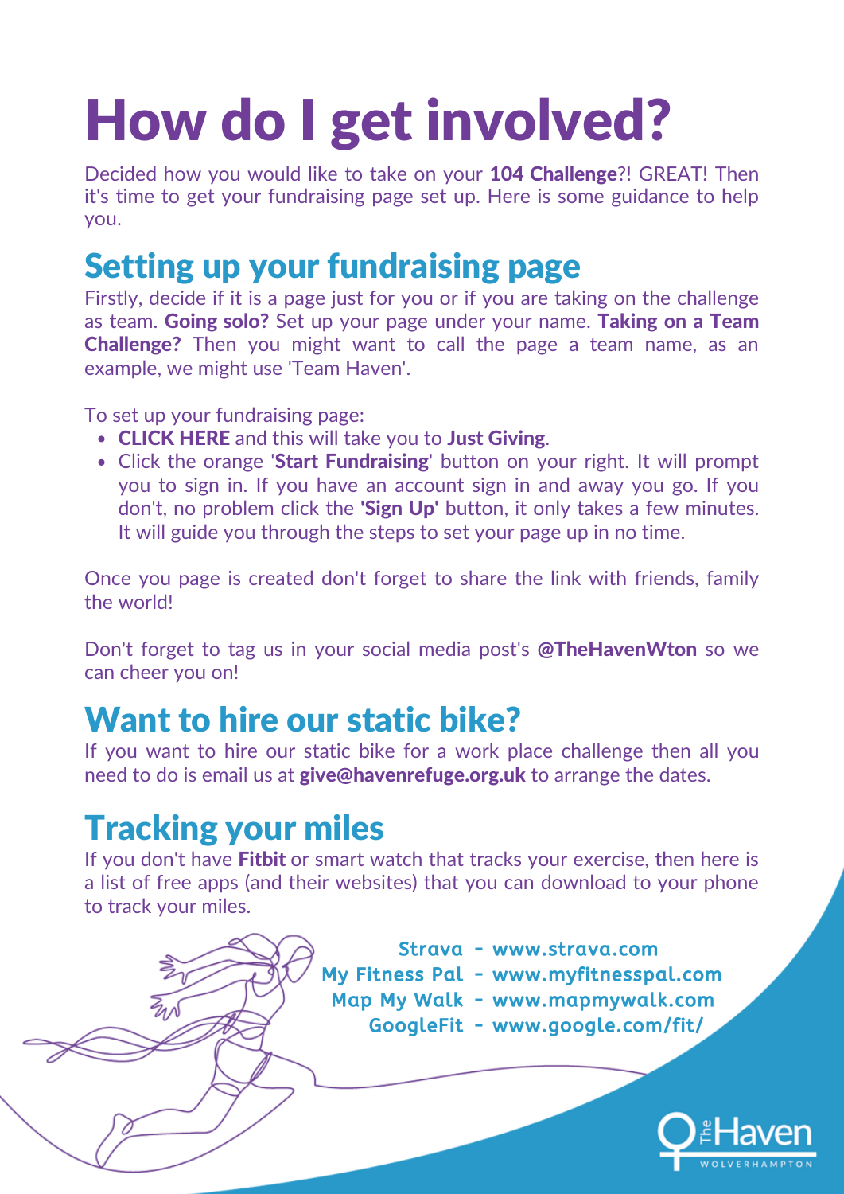# How do I get involved?

Decided how you would like to take on your **104 Challenge**?! GREAT! Then it's time to get your fundraising page set up. Here is some guidance to help you.

## Setting up your fundraising page

Firstly, decide if it is a page just for you or if you are taking on the challenge as team. **Going solo?** Set up your page under your name. **Taking on a Team Challenge?** Then you might want to call the page a team name, as an example, we might use 'Team Haven'.

To set up your fundraising page:

- **CLICK HERE** and this will take you to **Just Giving**.
- Click the orange '**Start Fundraising**' button on your right. It will prompt you to sign in. If you have an account sign in and away you go. If you don't, no problem click the **'Sign Up'** button, it only takes a few minutes. It will guide you through the steps to set your page up in no time.

Once you page is created don't forget to share the link with friends, family the world!

Don't forget to tag us in your social media post's **@TheHavenWton** so we can cheer you on!

## Want to hire our static bike?

If you want to hire our static bike for a work place challenge then all you need to do is email us at **give@havenrefuge.org.uk** to arrange the dates.

## Tracking your miles

If you don't have **Fitbit** or smart watch that tracks your exercise, then here is a list of free apps (and their websites) that you can download to your phone to track your miles.

Strava - www.strava.com
My Fitness Pal - www.myfitnesspal.com
Map My Walk - www.mapmywalk.com
GoogleFit - www.google.com/fit/

The Haven
WOLVERHAMPTON